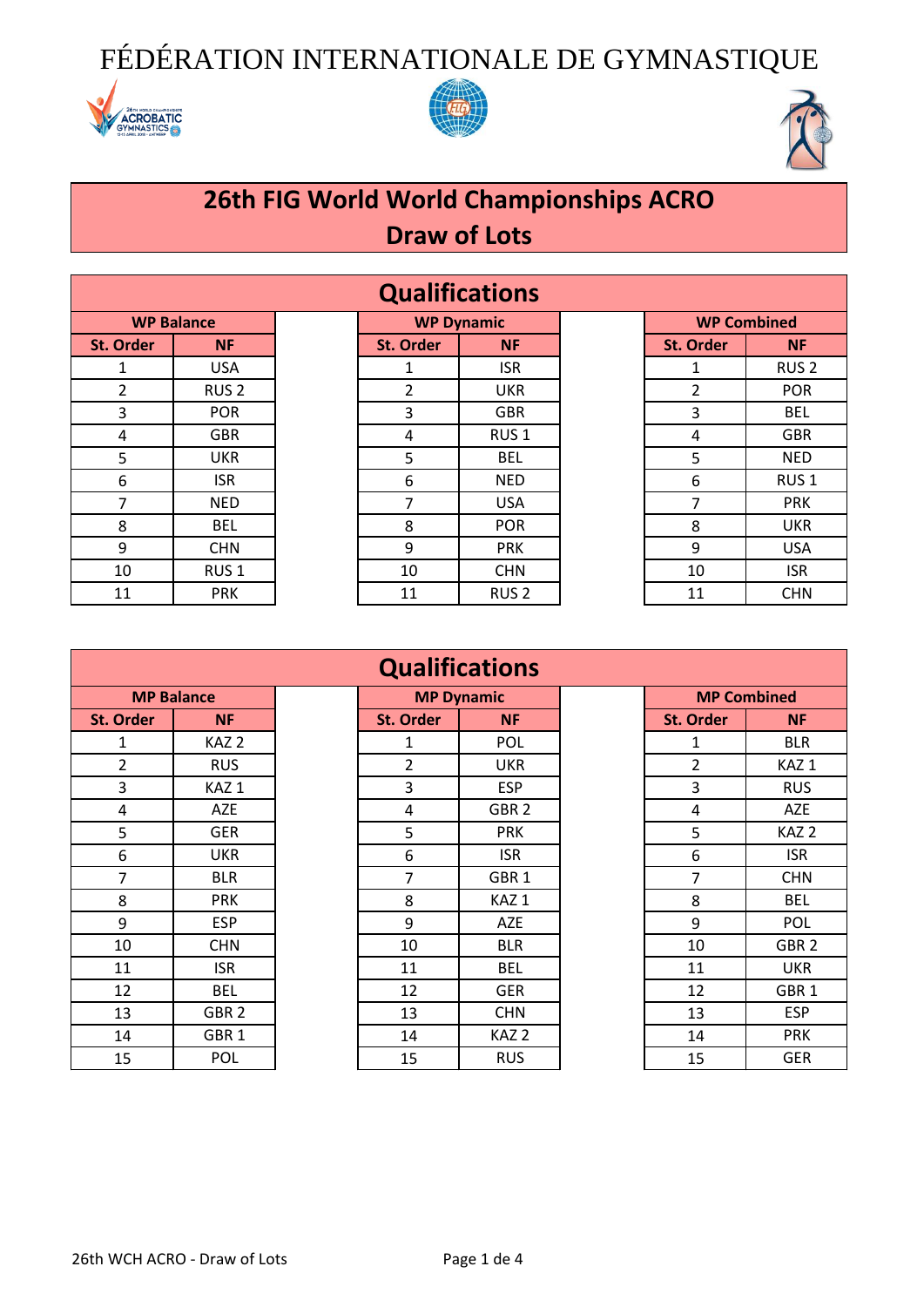# FÉDÉRATION INTERNATIONALE DE GYMNASTIQUE

## 26th FIG World World Championships ACRO
## Draw of Lots

### Qualifications

| WP Balance | | | WP Dynamic | | | WP Combined | |
|---|---|---|---|---|---|---|---|
| St. Order | NF | | St. Order | NF | | St. Order | NF |
| 1 | USA | | 1 | ISR | | 1 | RUS 2 |
| 2 | RUS 2 | | 2 | UKR | | 2 | POR |
| 3 | POR | | 3 | GBR | | 3 | BEL |
| 4 | GBR | | 4 | RUS 1 | | 4 | GBR |
| 5 | UKR | | 5 | BEL | | 5 | NED |
| 6 | ISR | | 6 | NED | | 6 | RUS 1 |
| 7 | NED | | 7 | USA | | 7 | PRK |
| 8 | BEL | | 8 | POR | | 8 | UKR |
| 9 | CHN | | 9 | PRK | | 9 | USA |
| 10 | RUS 1 | | 10 | CHN | | 10 | ISR |
| 11 | PRK | | 11 | RUS 2 | | 11 | CHN |

### Qualifications

| MP Balance | | | MP Dynamic | | | MP Combined | |
|---|---|---|---|---|---|---|---|
| St. Order | NF | | St. Order | NF | | St. Order | NF |
| 1 | KAZ 2 | | 1 | POL | | 1 | BLR |
| 2 | RUS | | 2 | UKR | | 2 | KAZ 1 |
| 3 | KAZ 1 | | 3 | ESP | | 3 | RUS |
| 4 | AZE | | 4 | GBR 2 | | 4 | AZE |
| 5 | GER | | 5 | PRK | | 5 | KAZ 2 |
| 6 | UKR | | 6 | ISR | | 6 | ISR |
| 7 | BLR | | 7 | GBR 1 | | 7 | CHN |
| 8 | PRK | | 8 | KAZ 1 | | 8 | BEL |
| 9 | ESP | | 9 | AZE | | 9 | POL |
| 10 | CHN | | 10 | BLR | | 10 | GBR 2 |
| 11 | ISR | | 11 | BEL | | 11 | UKR |
| 12 | BEL | | 12 | GER | | 12 | GBR 1 |
| 13 | GBR 2 | | 13 | CHN | | 13 | ESP |
| 14 | GBR 1 | | 14 | KAZ 2 | | 14 | PRK |
| 15 | POL | | 15 | RUS | | 15 | GER |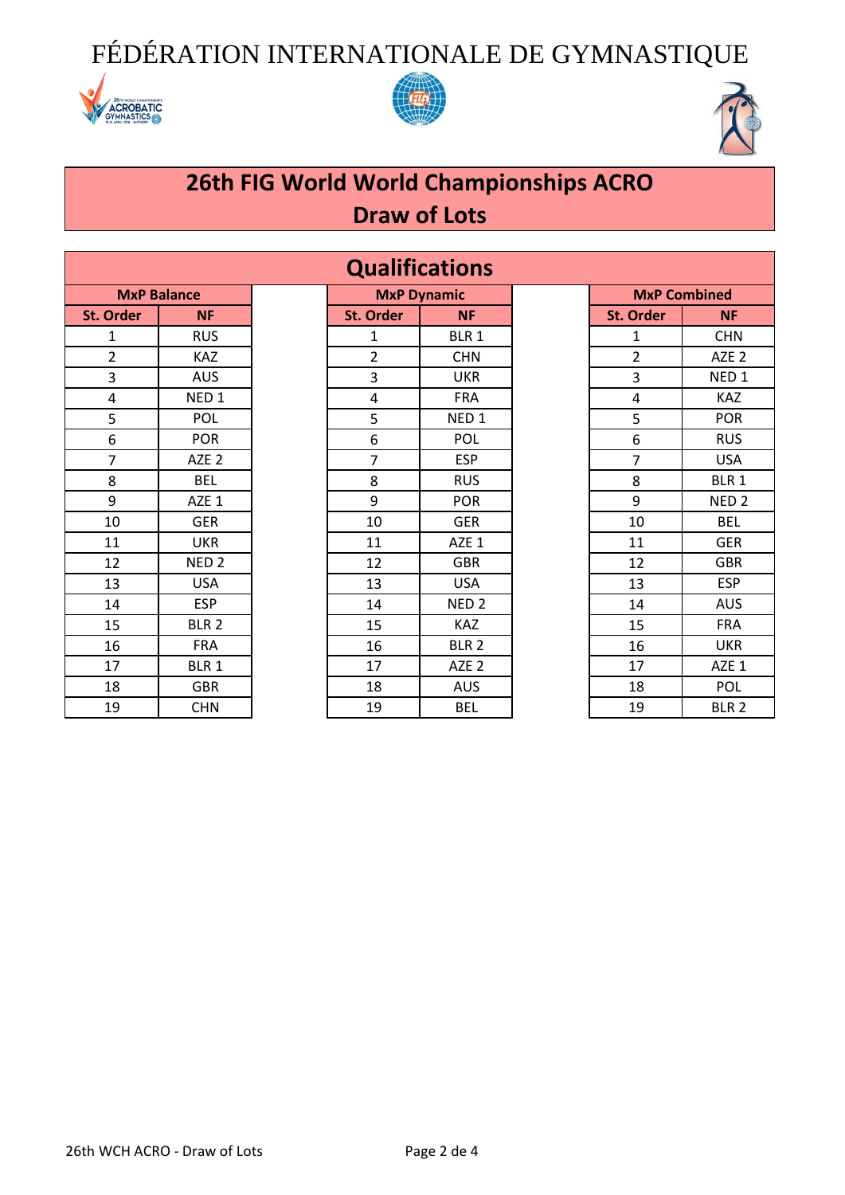# FÉDÉRATION INTERNATIONALE DE GYMNASTIQUE

## 26th FIG World World Championships ACRO
## Draw of Lots

### Qualifications

| MxP Balance | | MxP Dynamic | | MxP Combined | |
|---|---|---|---|---|---|
| St. Order | NF | St. Order | NF | St. Order | NF |
| 1 | RUS | 1 | BLR 1 | 1 | CHN |
| 2 | KAZ | 2 | CHN | 2 | AZE 2 |
| 3 | AUS | 3 | UKR | 3 | NED 1 |
| 4 | NED 1 | 4 | FRA | 4 | KAZ |
| 5 | POL | 5 | NED 1 | 5 | POR |
| 6 | POR | 6 | POL | 6 | RUS |
| 7 | AZE 2 | 7 | ESP | 7 | USA |
| 8 | BEL | 8 | RUS | 8 | BLR 1 |
| 9 | AZE 1 | 9 | POR | 9 | NED 2 |
| 10 | GER | 10 | GER | 10 | BEL |
| 11 | UKR | 11 | AZE 1 | 11 | GER |
| 12 | NED 2 | 12 | GBR | 12 | GBR |
| 13 | USA | 13 | USA | 13 | ESP |
| 14 | ESP | 14 | NED 2 | 14 | AUS |
| 15 | BLR 2 | 15 | KAZ | 15 | FRA |
| 16 | FRA | 16 | BLR 2 | 16 | UKR |
| 17 | BLR 1 | 17 | AZE 2 | 17 | AZE 1 |
| 18 | GBR | 18 | AUS | 18 | POL |
| 19 | CHN | 19 | BEL | 19 | BLR 2 |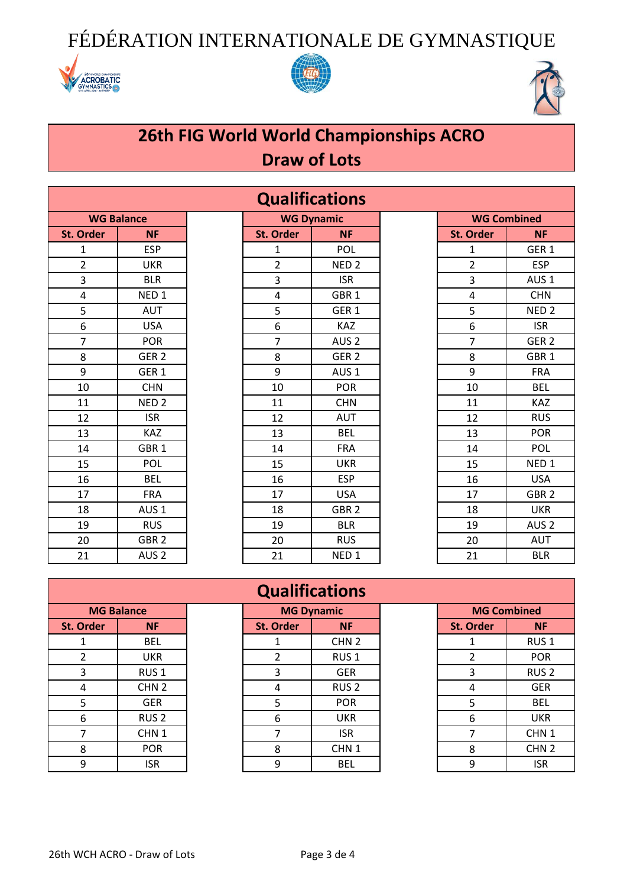# FÉDÉRATION INTERNATIONALE DE GYMNASTIQUE

## 26th FIG World World Championships ACRO
## Draw of Lots

### Qualifications

| WG Balance | | | WG Dynamic | | | WG Combined | |
|---|---|---|---|---|---|---|---|
| St. Order | NF | | St. Order | NF | | St. Order | NF |
| 1 | ESP | | 1 | POL | | 1 | GER 1 |
| 2 | UKR | | 2 | NED 2 | | 2 | ESP |
| 3 | BLR | | 3 | ISR | | 3 | AUS 1 |
| 4 | NED 1 | | 4 | GBR 1 | | 4 | CHN |
| 5 | AUT | | 5 | GER 1 | | 5 | NED 2 |
| 6 | USA | | 6 | KAZ | | 6 | ISR |
| 7 | POR | | 7 | AUS 2 | | 7 | GER 2 |
| 8 | GER 2 | | 8 | GER 2 | | 8 | GBR 1 |
| 9 | GER 1 | | 9 | AUS 1 | | 9 | FRA |
| 10 | CHN | | 10 | POR | | 10 | BEL |
| 11 | NED 2 | | 11 | CHN | | 11 | KAZ |
| 12 | ISR | | 12 | AUT | | 12 | RUS |
| 13 | KAZ | | 13 | BEL | | 13 | POR |
| 14 | GBR 1 | | 14 | FRA | | 14 | POL |
| 15 | POL | | 15 | UKR | | 15 | NED 1 |
| 16 | BEL | | 16 | ESP | | 16 | USA |
| 17 | FRA | | 17 | USA | | 17 | GBR 2 |
| 18 | AUS 1 | | 18 | GBR 2 | | 18 | UKR |
| 19 | RUS | | 19 | BLR | | 19 | AUS 2 |
| 20 | GBR 2 | | 20 | RUS | | 20 | AUT |
| 21 | AUS 2 | | 21 | NED 1 | | 21 | BLR |

### Qualifications

| MG Balance | | | MG Dynamic | | | MG Combined | |
|---|---|---|---|---|---|---|---|
| St. Order | NF | | St. Order | NF | | St. Order | NF |
| 1 | BEL | | 1 | CHN 2 | | 1 | RUS 1 |
| 2 | UKR | | 2 | RUS 1 | | 2 | POR |
| 3 | RUS 1 | | 3 | GER | | 3 | RUS 2 |
| 4 | CHN 2 | | 4 | RUS 2 | | 4 | GER |
| 5 | GER | | 5 | POR | | 5 | BEL |
| 6 | RUS 2 | | 6 | UKR | | 6 | UKR |
| 7 | CHN 1 | | 7 | ISR | | 7 | CHN 1 |
| 8 | POR | | 8 | CHN 1 | | 8 | CHN 2 |
| 9 | ISR | | 9 | BEL | | 9 | ISR |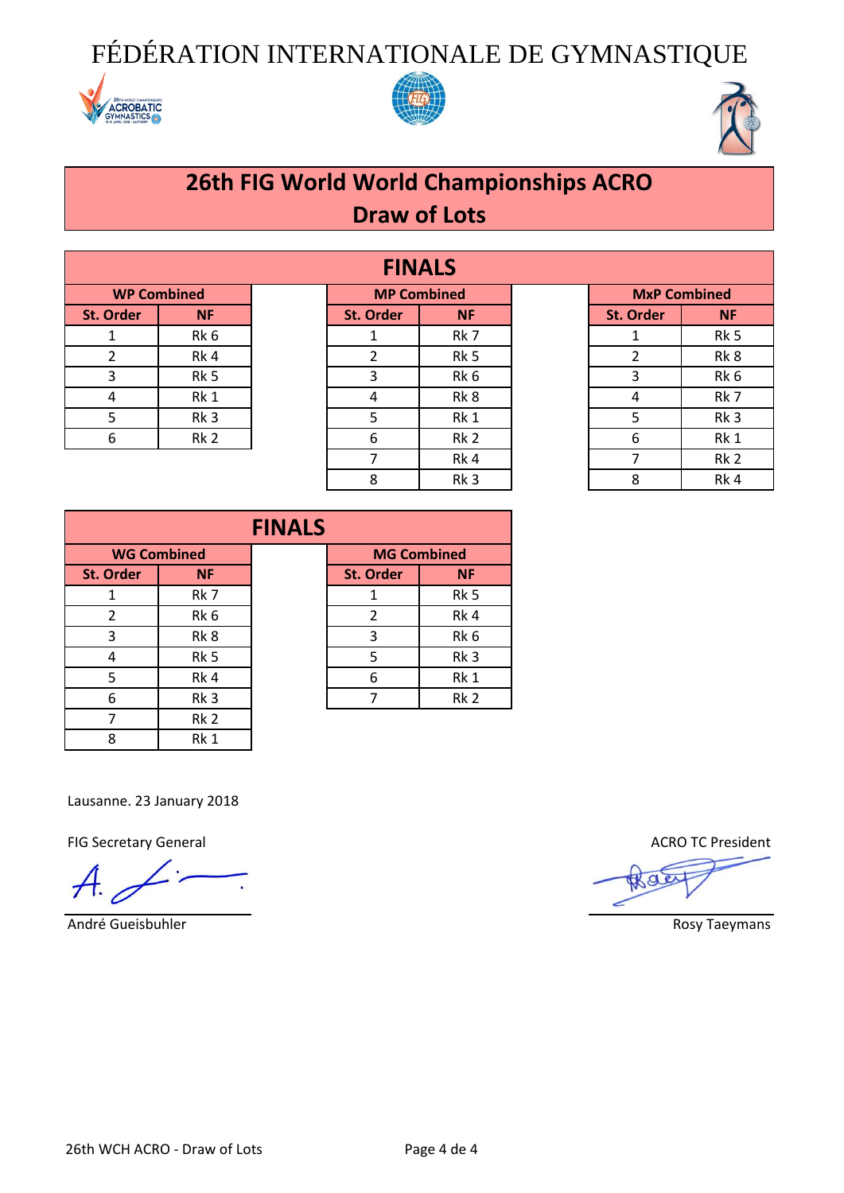# FÉDÉRATION INTERNATIONALE DE GYMNASTIQUE

## 26th FIG World World Championships ACRO
## Draw of Lots

### FINALS

| WP Combined | | MP Combined | | MxP Combined | |
|---|---|---|---|---|---|
| **St. Order** | **NF** | **St. Order** | **NF** | **St. Order** | **NF** |
| 1 | Rk 6 | 1 | Rk 7 | 1 | Rk 5 |
| 2 | Rk 4 | 2 | Rk 5 | 2 | Rk 8 |
| 3 | Rk 5 | 3 | Rk 6 | 3 | Rk 6 |
| 4 | Rk 1 | 4 | Rk 8 | 4 | Rk 7 |
| 5 | Rk 3 | 5 | Rk 1 | 5 | Rk 3 |
| 6 | Rk 2 | 6 | Rk 2 | 6 | Rk 1 |
| | | 7 | Rk 4 | 7 | Rk 2 |
| | | 8 | Rk 3 | 8 | Rk 4 |

### FINALS

| WG Combined | | MG Combined | |
|---|---|---|---|
| **St. Order** | **NF** | **St. Order** | **NF** |
| 1 | Rk 7 | 1 | Rk 5 |
| 2 | Rk 6 | 2 | Rk 4 |
| 3 | Rk 8 | 3 | Rk 6 |
| 4 | Rk 5 | 5 | Rk 3 |
| 5 | Rk 4 | 6 | Rk 1 |
| 6 | Rk 3 | 7 | Rk 2 |
| 7 | Rk 2 | | |
| 8 | Rk 1 | | |

Lausanne. 23 January 2018

FIG Secretary General

André Gueisbuhler

ACRO TC President

Rosy Taeymans